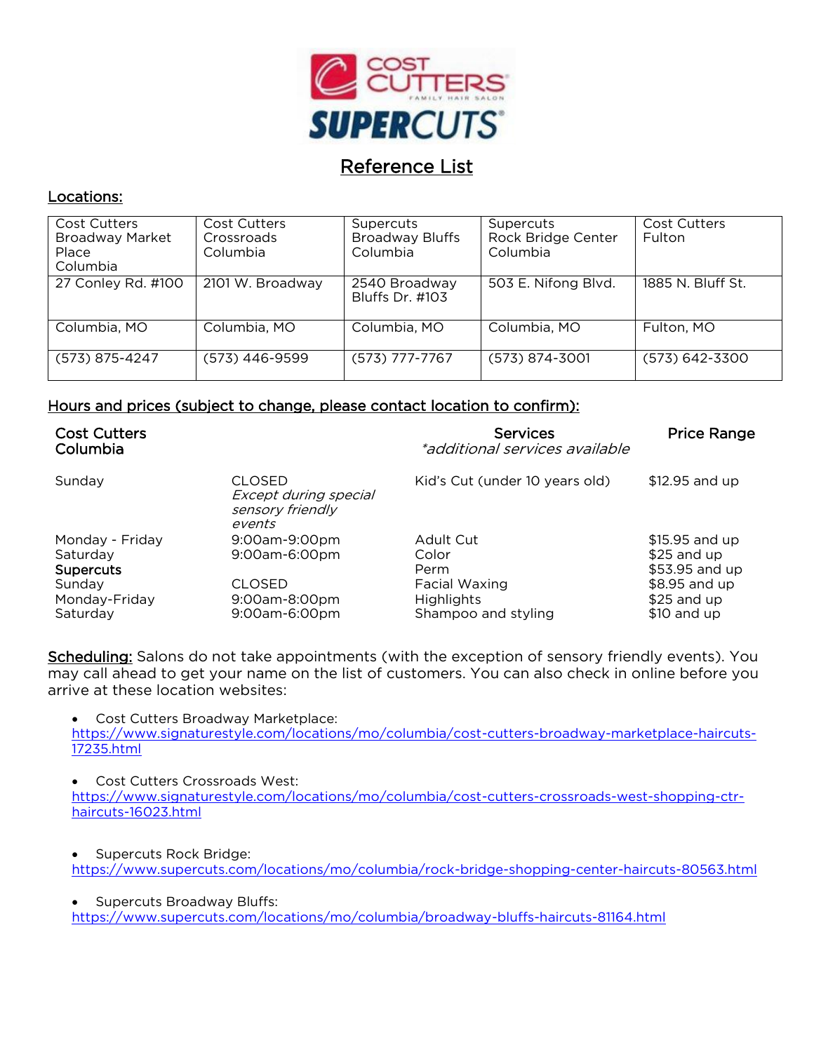# Reference List

## Locations:

| Cost Cutters Broadway Market Place Columbia | Cost Cutters Crossroads Columbia | Supercuts Broadway Bluffs Columbia | Supercuts Rock Bridge Center Columbia | Cost Cutters Fulton |
|---|---|---|---|---|
| 27 Conley Rd. #100 | 2101 W. Broadway | 2540 Broadway Bluffs Dr. #103 | 503 E. Nifong Blvd. | 1885 N. Bluff St. |
| Columbia, MO | Columbia, MO | Columbia, MO | Columbia, MO | Fulton, MO |
| (573) 875-4247 | (573) 446-9599 | (573) 777-7767 | (573) 874-3001 | (573) 642-3300 |

## Hours and prices (subject to change, please contact location to confirm):

| **Cost Cutters Columbia** | | **Services** *\*additional services available* | **Price Range** |
|---|---|---|---|
| Sunday | CLOSED *Except during special sensory friendly events* | Kid's Cut (under 10 years old) | $12.95 and up |
| Monday - Friday | 9:00am-9:00pm | Adult Cut | $15.95 and up |
| Saturday | 9:00am-6:00pm | Color | $25 and up |
| **Supercuts** | | Perm | $53.95 and up |
| Sunday | CLOSED | Facial Waxing | $8.95 and up |
| Monday-Friday | 9:00am-8:00pm | Highlights | $25 and up |
| Saturday | 9:00am-6:00pm | Shampoo and styling | $10 and up |

**Scheduling:** Salons do not take appointments (with the exception of sensory friendly events). You may call ahead to get your name on the list of customers. You can also check in online before you arrive at these location websites:

- Cost Cutters Broadway Marketplace: https://www.signaturestyle.com/locations/mo/columbia/cost-cutters-broadway-marketplace-haircuts-17235.html
- Cost Cutters Crossroads West: https://www.signaturestyle.com/locations/mo/columbia/cost-cutters-crossroads-west-shopping-ctr-haircuts-16023.html
- Supercuts Rock Bridge: https://www.supercuts.com/locations/mo/columbia/rock-bridge-shopping-center-haircuts-80563.html
- Supercuts Broadway Bluffs: https://www.supercuts.com/locations/mo/columbia/broadway-bluffs-haircuts-81164.html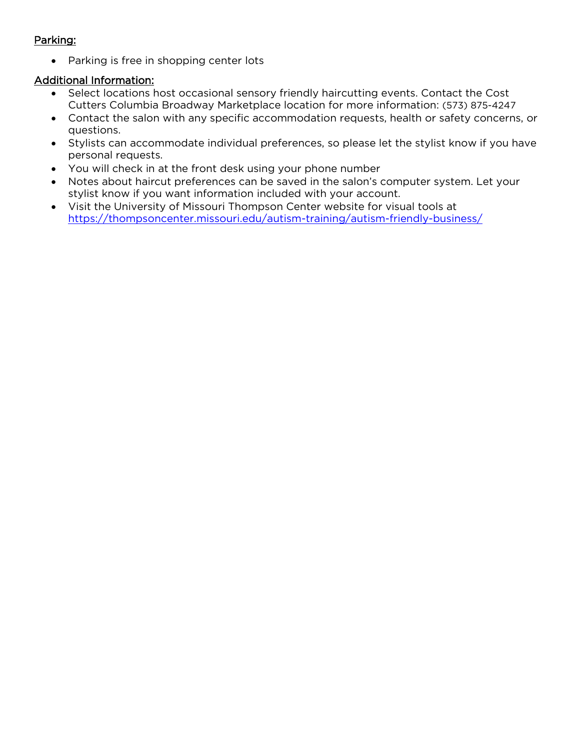## Parking:

- Parking is free in shopping center lots

## Additional Information:

- Select locations host occasional sensory friendly haircutting events. Contact the Cost Cutters Columbia Broadway Marketplace location for more information: (573) 875-4247
- Contact the salon with any specific accommodation requests, health or safety concerns, or questions.
- Stylists can accommodate individual preferences, so please let the stylist know if you have personal requests.
- You will check in at the front desk using your phone number
- Notes about haircut preferences can be saved in the salon's computer system. Let your stylist know if you want information included with your account.
- Visit the University of Missouri Thompson Center website for visual tools at https://thompsoncenter.missouri.edu/autism-training/autism-friendly-business/